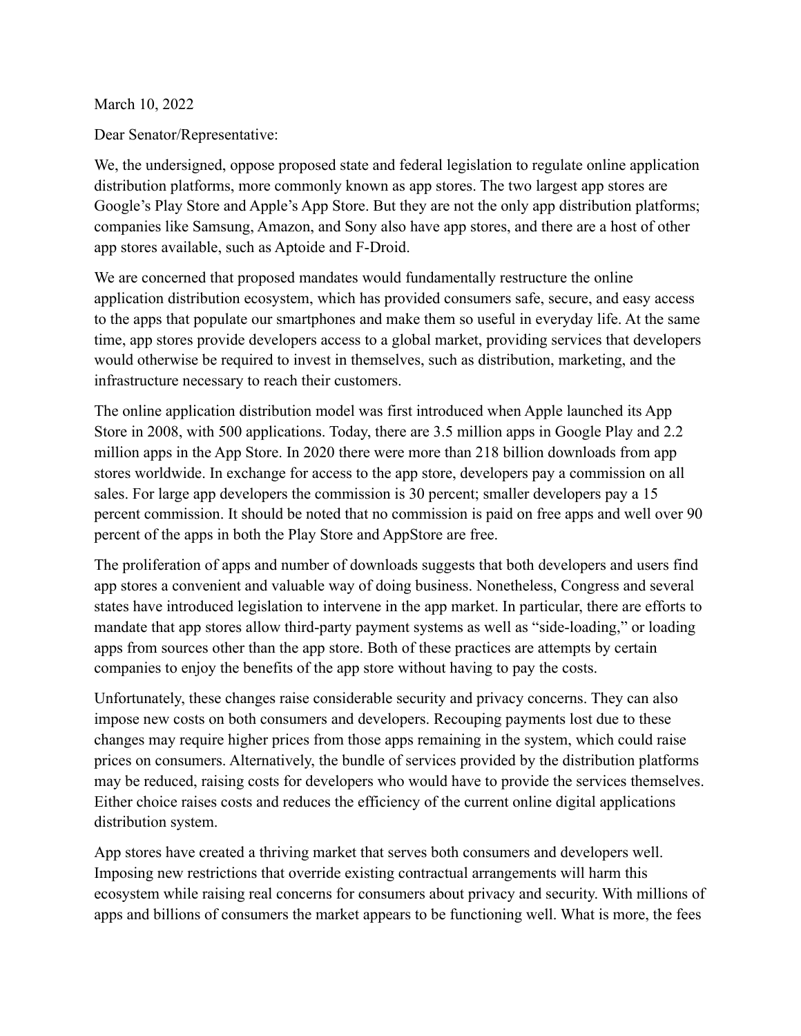March 10, 2022

Dear Senator/Representative:

We, the undersigned, oppose proposed state and federal legislation to regulate online application distribution platforms, more commonly known as app stores. The two largest app stores are Google's Play Store and Apple's App Store. But they are not the only app distribution platforms; companies like Samsung, Amazon, and Sony also have app stores, and there are a host of other app stores available, such as Aptoide and F-Droid.

We are concerned that proposed mandates would fundamentally restructure the online application distribution ecosystem, which has provided consumers safe, secure, and easy access to the apps that populate our smartphones and make them so useful in everyday life. At the same time, app stores provide developers access to a global market, providing services that developers would otherwise be required to invest in themselves, such as distribution, marketing, and the infrastructure necessary to reach their customers.

The online application distribution model was first introduced when Apple launched its App Store in 2008, with 500 applications. Today, there are 3.5 million apps in Google Play and 2.2 million apps in the App Store. In 2020 there were more than 218 billion downloads from app stores worldwide. In exchange for access to the app store, developers pay a commission on all sales. For large app developers the commission is 30 percent; smaller developers pay a 15 percent commission. It should be noted that no commission is paid on free apps and well over 90 percent of the apps in both the Play Store and AppStore are free.

The proliferation of apps and number of downloads suggests that both developers and users find app stores a convenient and valuable way of doing business. Nonetheless, Congress and several states have introduced legislation to intervene in the app market. In particular, there are efforts to mandate that app stores allow third-party payment systems as well as "side-loading," or loading apps from sources other than the app store. Both of these practices are attempts by certain companies to enjoy the benefits of the app store without having to pay the costs.

Unfortunately, these changes raise considerable security and privacy concerns. They can also impose new costs on both consumers and developers. Recouping payments lost due to these changes may require higher prices from those apps remaining in the system, which could raise prices on consumers. Alternatively, the bundle of services provided by the distribution platforms may be reduced, raising costs for developers who would have to provide the services themselves. Either choice raises costs and reduces the efficiency of the current online digital applications distribution system.

App stores have created a thriving market that serves both consumers and developers well. Imposing new restrictions that override existing contractual arrangements will harm this ecosystem while raising real concerns for consumers about privacy and security. With millions of apps and billions of consumers the market appears to be functioning well. What is more, the fees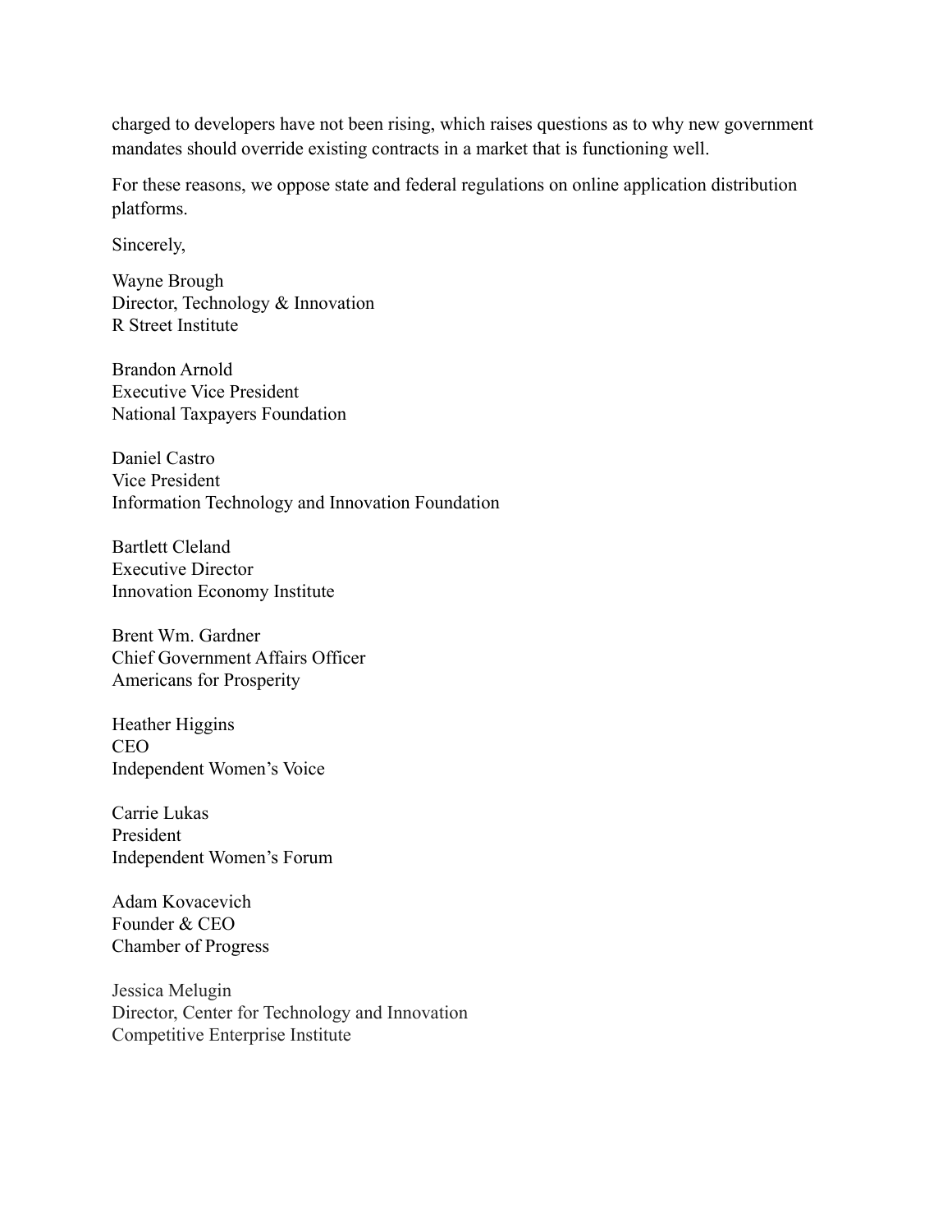charged to developers have not been rising, which raises questions as to why new government mandates should override existing contracts in a market that is functioning well.

For these reasons, we oppose state and federal regulations on online application distribution platforms.

Sincerely,

Wayne Brough
Director, Technology & Innovation
R Street Institute

Brandon Arnold
Executive Vice President
National Taxpayers Foundation

Daniel Castro
Vice President
Information Technology and Innovation Foundation

Bartlett Cleland
Executive Director
Innovation Economy Institute

Brent Wm. Gardner
Chief Government Affairs Officer
Americans for Prosperity

Heather Higgins
CEO
Independent Women's Voice

Carrie Lukas
President
Independent Women's Forum

Adam Kovacevich
Founder & CEO
Chamber of Progress

Jessica Melugin
Director, Center for Technology and Innovation
Competitive Enterprise Institute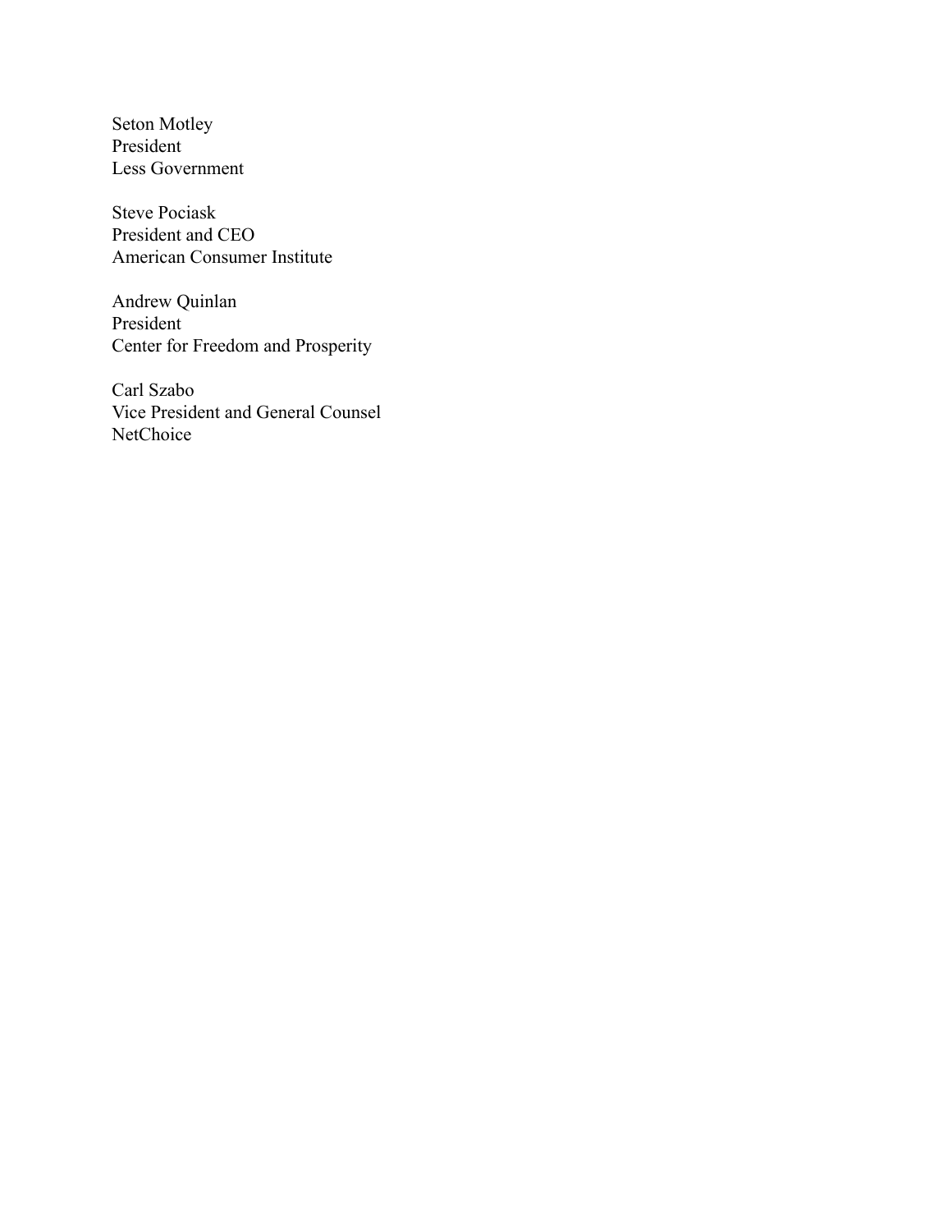Seton Motley
President
Less Government

Steve Pociask
President and CEO
American Consumer Institute

Andrew Quinlan
President
Center for Freedom and Prosperity

Carl Szabo
Vice President and General Counsel
NetChoice